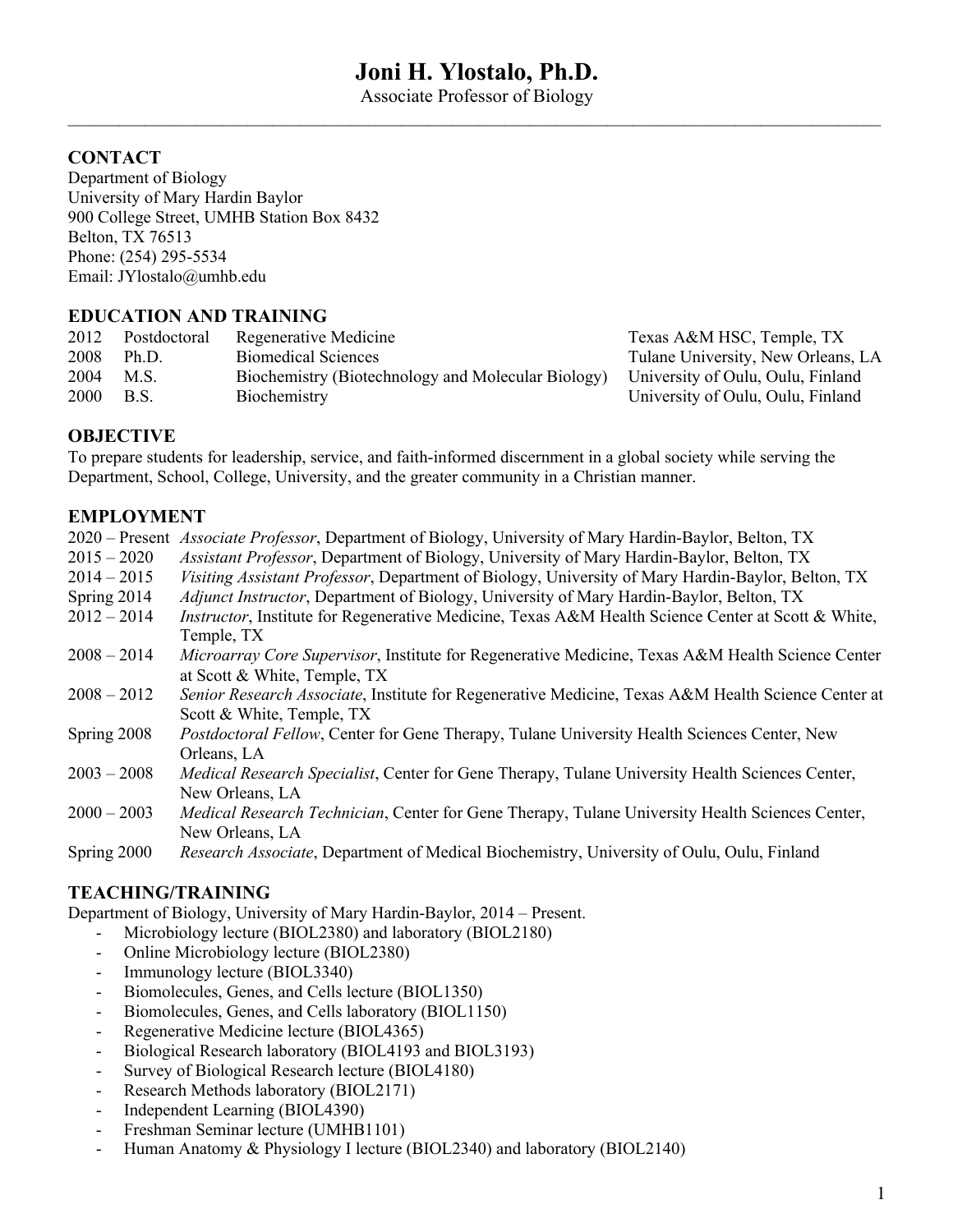# Joni H. Ylostalo, Ph.D.

Associate Professor of Biology

## CONTACT

Department of Biology
University of Mary Hardin Baylor
900 College Street, UMHB Station Box 8432
Belton, TX 76513
Phone: (254) 295-5534
Email: JYlostalo@umhb.edu

## EDUCATION AND TRAINING

| | | | |
|---|---|---|---|
| 2012 | Postdoctoral | Regenerative Medicine | Texas A&M HSC, Temple, TX |
| 2008 | Ph.D. | Biomedical Sciences | Tulane University, New Orleans, LA |
| 2004 | M.S. | Biochemistry (Biotechnology and Molecular Biology) | University of Oulu, Oulu, Finland |
| 2000 | B.S. | Biochemistry | University of Oulu, Oulu, Finland |

## OBJECTIVE

To prepare students for leadership, service, and faith-informed discernment in a global society while serving the Department, School, College, University, and the greater community in a Christian manner.

## EMPLOYMENT

- 2020 – Present *Associate Professor*, Department of Biology, University of Mary Hardin-Baylor, Belton, TX
- 2015 – 2020 *Assistant Professor*, Department of Biology, University of Mary Hardin-Baylor, Belton, TX
- 2014 – 2015 *Visiting Assistant Professor*, Department of Biology, University of Mary Hardin-Baylor, Belton, TX
- Spring 2014 *Adjunct Instructor*, Department of Biology, University of Mary Hardin-Baylor, Belton, TX
- 2012 – 2014 *Instructor*, Institute for Regenerative Medicine, Texas A&M Health Science Center at Scott & White, Temple, TX
- 2008 – 2014 *Microarray Core Supervisor*, Institute for Regenerative Medicine, Texas A&M Health Science Center at Scott & White, Temple, TX
- 2008 – 2012 *Senior Research Associate*, Institute for Regenerative Medicine, Texas A&M Health Science Center at Scott & White, Temple, TX
- Spring 2008 *Postdoctoral Fellow*, Center for Gene Therapy, Tulane University Health Sciences Center, New Orleans, LA
- 2003 – 2008 *Medical Research Specialist*, Center for Gene Therapy, Tulane University Health Sciences Center, New Orleans, LA
- 2000 – 2003 *Medical Research Technician*, Center for Gene Therapy, Tulane University Health Sciences Center, New Orleans, LA
- Spring 2000 *Research Associate*, Department of Medical Biochemistry, University of Oulu, Oulu, Finland

## TEACHING/TRAINING

Department of Biology, University of Mary Hardin-Baylor, 2014 – Present.

- Microbiology lecture (BIOL2380) and laboratory (BIOL2180)
- Online Microbiology lecture (BIOL2380)
- Immunology lecture (BIOL3340)
- Biomolecules, Genes, and Cells lecture (BIOL1350)
- Biomolecules, Genes, and Cells laboratory (BIOL1150)
- Regenerative Medicine lecture (BIOL4365)
- Biological Research laboratory (BIOL4193 and BIOL3193)
- Survey of Biological Research lecture (BIOL4180)
- Research Methods laboratory (BIOL2171)
- Independent Learning (BIOL4390)
- Freshman Seminar lecture (UMHB1101)
- Human Anatomy & Physiology I lecture (BIOL2340) and laboratory (BIOL2140)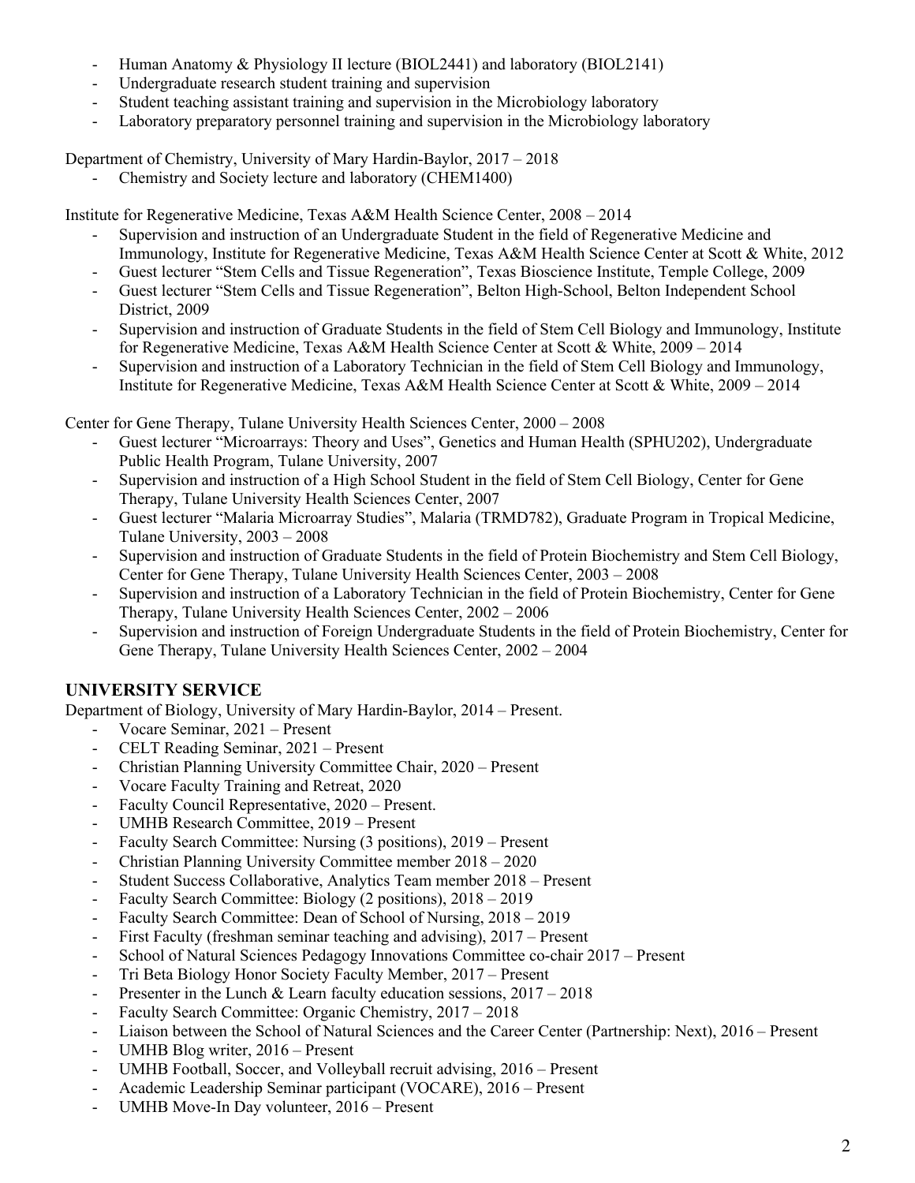- Human Anatomy & Physiology II lecture (BIOL2441) and laboratory (BIOL2141)
- Undergraduate research student training and supervision
- Student teaching assistant training and supervision in the Microbiology laboratory
- Laboratory preparatory personnel training and supervision in the Microbiology laboratory

Department of Chemistry, University of Mary Hardin-Baylor, 2017 – 2018

- Chemistry and Society lecture and laboratory (CHEM1400)

Institute for Regenerative Medicine, Texas A&M Health Science Center, 2008 – 2014

- Supervision and instruction of an Undergraduate Student in the field of Regenerative Medicine and Immunology, Institute for Regenerative Medicine, Texas A&M Health Science Center at Scott & White, 2012
- Guest lecturer "Stem Cells and Tissue Regeneration", Texas Bioscience Institute, Temple College, 2009
- Guest lecturer "Stem Cells and Tissue Regeneration", Belton High-School, Belton Independent School District, 2009
- Supervision and instruction of Graduate Students in the field of Stem Cell Biology and Immunology, Institute for Regenerative Medicine, Texas A&M Health Science Center at Scott & White, 2009 – 2014
- Supervision and instruction of a Laboratory Technician in the field of Stem Cell Biology and Immunology, Institute for Regenerative Medicine, Texas A&M Health Science Center at Scott & White, 2009 – 2014

Center for Gene Therapy, Tulane University Health Sciences Center, 2000 – 2008

- Guest lecturer "Microarrays: Theory and Uses", Genetics and Human Health (SPHU202), Undergraduate Public Health Program, Tulane University, 2007
- Supervision and instruction of a High School Student in the field of Stem Cell Biology, Center for Gene Therapy, Tulane University Health Sciences Center, 2007
- Guest lecturer "Malaria Microarray Studies", Malaria (TRMD782), Graduate Program in Tropical Medicine, Tulane University, 2003 – 2008
- Supervision and instruction of Graduate Students in the field of Protein Biochemistry and Stem Cell Biology, Center for Gene Therapy, Tulane University Health Sciences Center, 2003 – 2008
- Supervision and instruction of a Laboratory Technician in the field of Protein Biochemistry, Center for Gene Therapy, Tulane University Health Sciences Center, 2002 – 2006
- Supervision and instruction of Foreign Undergraduate Students in the field of Protein Biochemistry, Center for Gene Therapy, Tulane University Health Sciences Center, 2002 – 2004

## UNIVERSITY SERVICE

Department of Biology, University of Mary Hardin-Baylor, 2014 – Present.

- Vocare Seminar, 2021 – Present
- CELT Reading Seminar, 2021 – Present
- Christian Planning University Committee Chair, 2020 – Present
- Vocare Faculty Training and Retreat, 2020
- Faculty Council Representative, 2020 – Present.
- UMHB Research Committee, 2019 – Present
- Faculty Search Committee: Nursing (3 positions), 2019 – Present
- Christian Planning University Committee member 2018 – 2020
- Student Success Collaborative, Analytics Team member 2018 – Present
- Faculty Search Committee: Biology (2 positions), 2018 – 2019
- Faculty Search Committee: Dean of School of Nursing, 2018 – 2019
- First Faculty (freshman seminar teaching and advising), 2017 – Present
- School of Natural Sciences Pedagogy Innovations Committee co-chair 2017 – Present
- Tri Beta Biology Honor Society Faculty Member, 2017 – Present
- Presenter in the Lunch & Learn faculty education sessions, 2017 – 2018
- Faculty Search Committee: Organic Chemistry, 2017 – 2018
- Liaison between the School of Natural Sciences and the Career Center (Partnership: Next), 2016 – Present
- UMHB Blog writer, 2016 – Present
- UMHB Football, Soccer, and Volleyball recruit advising, 2016 – Present
- Academic Leadership Seminar participant (VOCARE), 2016 – Present
- UMHB Move-In Day volunteer, 2016 – Present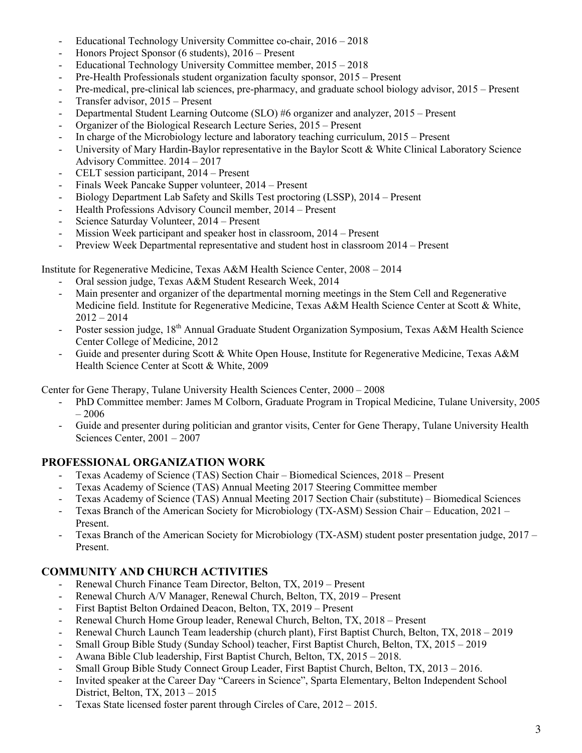- Educational Technology University Committee co-chair, 2016 – 2018
- Honors Project Sponsor (6 students), 2016 – Present
- Educational Technology University Committee member, 2015 – 2018
- Pre-Health Professionals student organization faculty sponsor, 2015 – Present
- Pre-medical, pre-clinical lab sciences, pre-pharmacy, and graduate school biology advisor, 2015 – Present
- Transfer advisor, 2015 – Present
- Departmental Student Learning Outcome (SLO) #6 organizer and analyzer, 2015 – Present
- Organizer of the Biological Research Lecture Series, 2015 – Present
- In charge of the Microbiology lecture and laboratory teaching curriculum, 2015 – Present
- University of Mary Hardin-Baylor representative in the Baylor Scott & White Clinical Laboratory Science Advisory Committee. 2014 – 2017
- CELT session participant, 2014 – Present
- Finals Week Pancake Supper volunteer, 2014 – Present
- Biology Department Lab Safety and Skills Test proctoring (LSSP), 2014 – Present
- Health Professions Advisory Council member, 2014 – Present
- Science Saturday Volunteer, 2014 – Present
- Mission Week participant and speaker host in classroom, 2014 – Present
- Preview Week Departmental representative and student host in classroom 2014 – Present

Institute for Regenerative Medicine, Texas A&M Health Science Center, 2008 – 2014

- Oral session judge, Texas A&M Student Research Week, 2014
- Main presenter and organizer of the departmental morning meetings in the Stem Cell and Regenerative Medicine field. Institute for Regenerative Medicine, Texas A&M Health Science Center at Scott & White, 2012 – 2014
- Poster session judge, 18th Annual Graduate Student Organization Symposium, Texas A&M Health Science Center College of Medicine, 2012
- Guide and presenter during Scott & White Open House, Institute for Regenerative Medicine, Texas A&M Health Science Center at Scott & White, 2009

Center for Gene Therapy, Tulane University Health Sciences Center, 2000 – 2008

- PhD Committee member: James M Colborn, Graduate Program in Tropical Medicine, Tulane University, 2005 – 2006
- Guide and presenter during politician and grantor visits, Center for Gene Therapy, Tulane University Health Sciences Center, 2001 – 2007

## PROFESSIONAL ORGANIZATION WORK

- Texas Academy of Science (TAS) Section Chair – Biomedical Sciences, 2018 – Present
- Texas Academy of Science (TAS) Annual Meeting 2017 Steering Committee member
- Texas Academy of Science (TAS) Annual Meeting 2017 Section Chair (substitute) – Biomedical Sciences
- Texas Branch of the American Society for Microbiology (TX-ASM) Session Chair – Education, 2021 – Present.
- Texas Branch of the American Society for Microbiology (TX-ASM) student poster presentation judge, 2017 – Present.

## COMMUNITY AND CHURCH ACTIVITIES

- Renewal Church Finance Team Director, Belton, TX, 2019 – Present
- Renewal Church A/V Manager, Renewal Church, Belton, TX, 2019 – Present
- First Baptist Belton Ordained Deacon, Belton, TX, 2019 – Present
- Renewal Church Home Group leader, Renewal Church, Belton, TX, 2018 – Present
- Renewal Church Launch Team leadership (church plant), First Baptist Church, Belton, TX, 2018 – 2019
- Small Group Bible Study (Sunday School) teacher, First Baptist Church, Belton, TX, 2015 – 2019
- Awana Bible Club leadership, First Baptist Church, Belton, TX, 2015 – 2018.
- Small Group Bible Study Connect Group Leader, First Baptist Church, Belton, TX, 2013 – 2016.
- Invited speaker at the Career Day "Careers in Science", Sparta Elementary, Belton Independent School District, Belton, TX, 2013 – 2015
- Texas State licensed foster parent through Circles of Care, 2012 – 2015.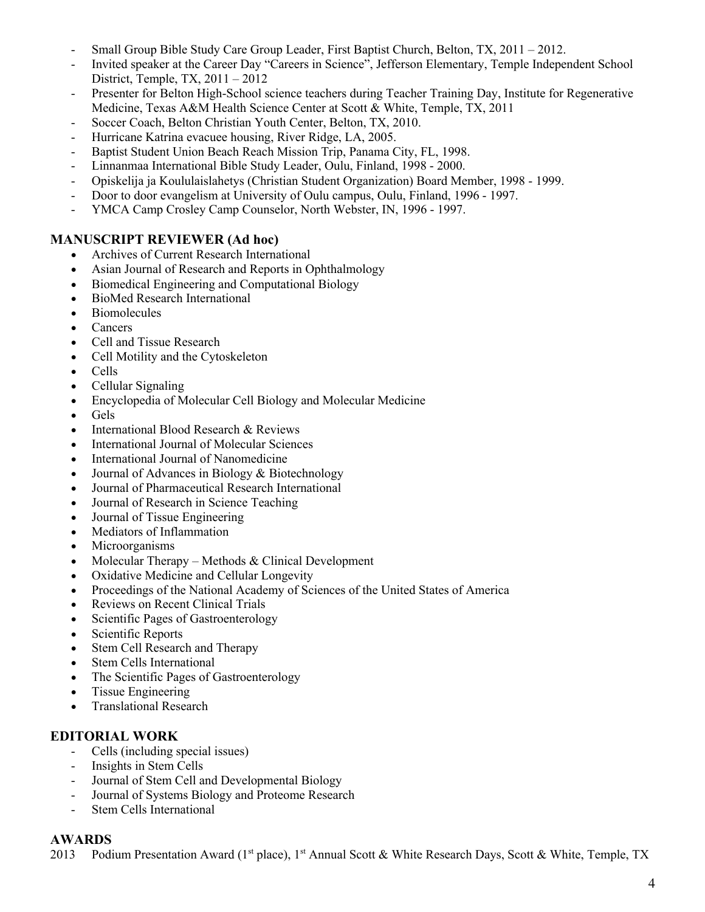- Small Group Bible Study Care Group Leader, First Baptist Church, Belton, TX, 2011 – 2012.
- Invited speaker at the Career Day "Careers in Science", Jefferson Elementary, Temple Independent School District, Temple, TX, 2011 – 2012
- Presenter for Belton High-School science teachers during Teacher Training Day, Institute for Regenerative Medicine, Texas A&M Health Science Center at Scott & White, Temple, TX, 2011
- Soccer Coach, Belton Christian Youth Center, Belton, TX, 2010.
- Hurricane Katrina evacuee housing, River Ridge, LA, 2005.
- Baptist Student Union Beach Reach Mission Trip, Panama City, FL, 1998.
- Linnanmaa International Bible Study Leader, Oulu, Finland, 1998 - 2000.
- Opiskelija ja Koululaislahetys (Christian Student Organization) Board Member, 1998 - 1999.
- Door to door evangelism at University of Oulu campus, Oulu, Finland, 1996 - 1997.
- YMCA Camp Crosley Camp Counselor, North Webster, IN, 1996 - 1997.

## MANUSCRIPT REVIEWER (Ad hoc)

- Archives of Current Research International
- Asian Journal of Research and Reports in Ophthalmology
- Biomedical Engineering and Computational Biology
- BioMed Research International
- Biomolecules
- Cancers
- Cell and Tissue Research
- Cell Motility and the Cytoskeleton
- Cells
- Cellular Signaling
- Encyclopedia of Molecular Cell Biology and Molecular Medicine
- Gels
- International Blood Research & Reviews
- International Journal of Molecular Sciences
- International Journal of Nanomedicine
- Journal of Advances in Biology & Biotechnology
- Journal of Pharmaceutical Research International
- Journal of Research in Science Teaching
- Journal of Tissue Engineering
- Mediators of Inflammation
- Microorganisms
- Molecular Therapy – Methods & Clinical Development
- Oxidative Medicine and Cellular Longevity
- Proceedings of the National Academy of Sciences of the United States of America
- Reviews on Recent Clinical Trials
- Scientific Pages of Gastroenterology
- Scientific Reports
- Stem Cell Research and Therapy
- Stem Cells International
- The Scientific Pages of Gastroenterology
- Tissue Engineering
- Translational Research

## EDITORIAL WORK

- Cells (including special issues)
- Insights in Stem Cells
- Journal of Stem Cell and Developmental Biology
- Journal of Systems Biology and Proteome Research
- Stem Cells International

## AWARDS

2013 Podium Presentation Award (1st place), 1st Annual Scott & White Research Days, Scott & White, Temple, TX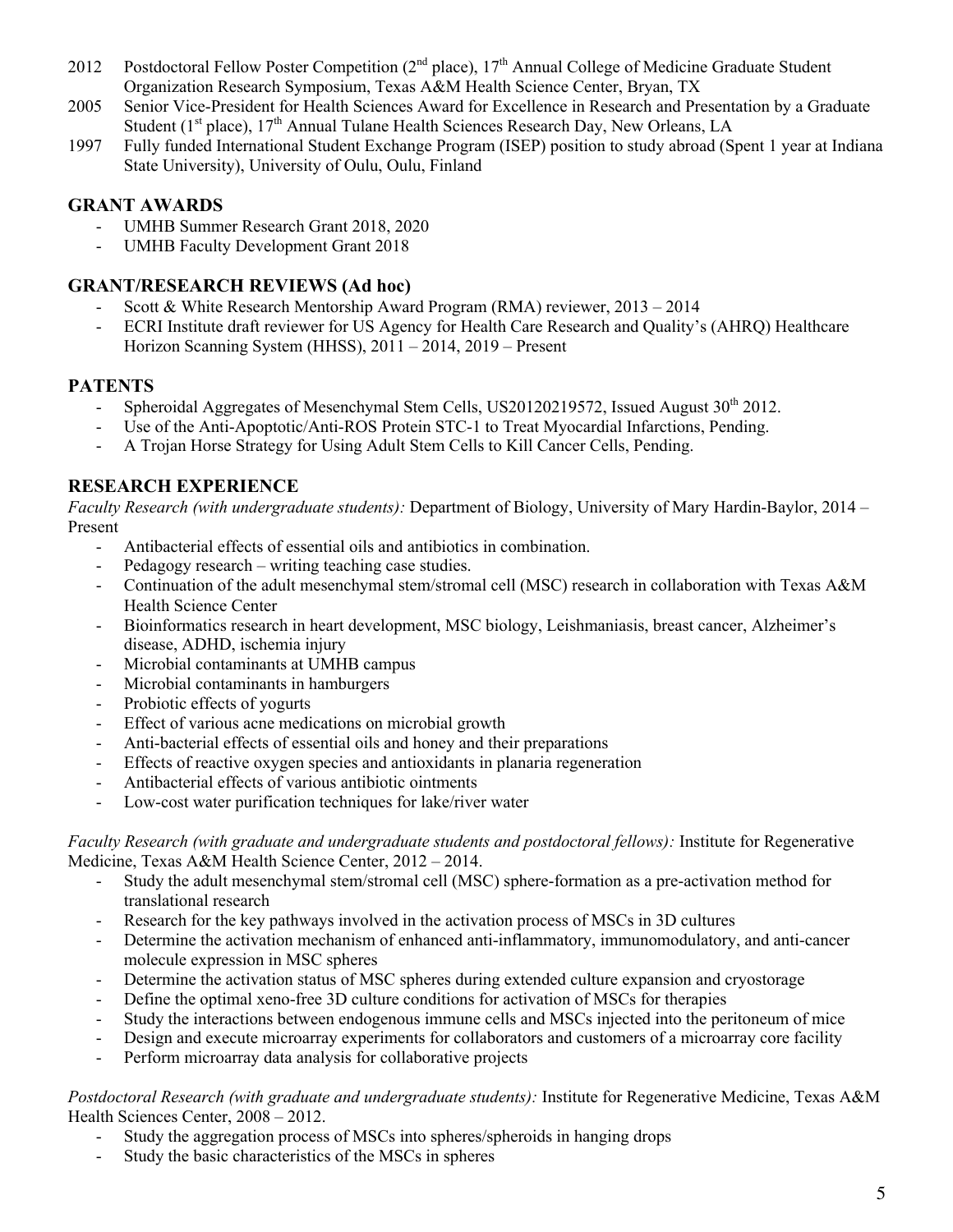2012 Postdoctoral Fellow Poster Competition (2nd place), 17th Annual College of Medicine Graduate Student Organization Research Symposium, Texas A&M Health Science Center, Bryan, TX

2005 Senior Vice-President for Health Sciences Award for Excellence in Research and Presentation by a Graduate Student (1st place), 17th Annual Tulane Health Sciences Research Day, New Orleans, LA

1997 Fully funded International Student Exchange Program (ISEP) position to study abroad (Spent 1 year at Indiana State University), University of Oulu, Oulu, Finland

## GRANT AWARDS

- UMHB Summer Research Grant 2018, 2020
- UMHB Faculty Development Grant 2018

## GRANT/RESEARCH REVIEWS (Ad hoc)

- Scott & White Research Mentorship Award Program (RMA) reviewer, 2013 – 2014
- ECRI Institute draft reviewer for US Agency for Health Care Research and Quality's (AHRQ) Healthcare Horizon Scanning System (HHSS), 2011 – 2014, 2019 – Present

## PATENTS

- Spheroidal Aggregates of Mesenchymal Stem Cells, US20120219572, Issued August 30th 2012.
- Use of the Anti-Apoptotic/Anti-ROS Protein STC-1 to Treat Myocardial Infarctions, Pending.
- A Trojan Horse Strategy for Using Adult Stem Cells to Kill Cancer Cells, Pending.

## RESEARCH EXPERIENCE

*Faculty Research (with undergraduate students):* Department of Biology, University of Mary Hardin-Baylor, 2014 – Present

- Antibacterial effects of essential oils and antibiotics in combination.
- Pedagogy research – writing teaching case studies.
- Continuation of the adult mesenchymal stem/stromal cell (MSC) research in collaboration with Texas A&M Health Science Center
- Bioinformatics research in heart development, MSC biology, Leishmaniasis, breast cancer, Alzheimer's disease, ADHD, ischemia injury
- Microbial contaminants at UMHB campus
- Microbial contaminants in hamburgers
- Probiotic effects of yogurts
- Effect of various acne medications on microbial growth
- Anti-bacterial effects of essential oils and honey and their preparations
- Effects of reactive oxygen species and antioxidants in planaria regeneration
- Antibacterial effects of various antibiotic ointments
- Low-cost water purification techniques for lake/river water

*Faculty Research (with graduate and undergraduate students and postdoctoral fellows):* Institute for Regenerative Medicine, Texas A&M Health Science Center, 2012 – 2014.

- Study the adult mesenchymal stem/stromal cell (MSC) sphere-formation as a pre-activation method for translational research
- Research for the key pathways involved in the activation process of MSCs in 3D cultures
- Determine the activation mechanism of enhanced anti-inflammatory, immunomodulatory, and anti-cancer molecule expression in MSC spheres
- Determine the activation status of MSC spheres during extended culture expansion and cryostorage
- Define the optimal xeno-free 3D culture conditions for activation of MSCs for therapies
- Study the interactions between endogenous immune cells and MSCs injected into the peritoneum of mice
- Design and execute microarray experiments for collaborators and customers of a microarray core facility
- Perform microarray data analysis for collaborative projects

*Postdoctoral Research (with graduate and undergraduate students):* Institute for Regenerative Medicine, Texas A&M Health Sciences Center, 2008 – 2012.

- Study the aggregation process of MSCs into spheres/spheroids in hanging drops
- Study the basic characteristics of the MSCs in spheres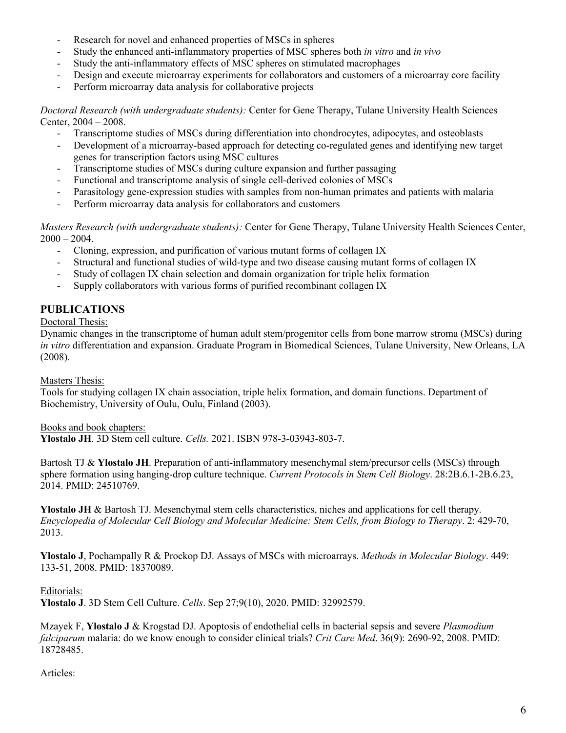- Research for novel and enhanced properties of MSCs in spheres
- Study the enhanced anti-inflammatory properties of MSC spheres both *in vitro* and *in vivo*
- Study the anti-inflammatory effects of MSC spheres on stimulated macrophages
- Design and execute microarray experiments for collaborators and customers of a microarray core facility
- Perform microarray data analysis for collaborative projects

*Doctoral Research (with undergraduate students):* Center for Gene Therapy, Tulane University Health Sciences Center, 2004 – 2008.

- Transcriptome studies of MSCs during differentiation into chondrocytes, adipocytes, and osteoblasts
- Development of a microarray-based approach for detecting co-regulated genes and identifying new target genes for transcription factors using MSC cultures
- Transcriptome studies of MSCs during culture expansion and further passaging
- Functional and transcriptome analysis of single cell-derived colonies of MSCs
- Parasitology gene-expression studies with samples from non-human primates and patients with malaria
- Perform microarray data analysis for collaborators and customers

*Masters Research (with undergraduate students):* Center for Gene Therapy, Tulane University Health Sciences Center, 2000 – 2004.

- Cloning, expression, and purification of various mutant forms of collagen IX
- Structural and functional studies of wild-type and two disease causing mutant forms of collagen IX
- Study of collagen IX chain selection and domain organization for triple helix formation
- Supply collaborators with various forms of purified recombinant collagen IX

## PUBLICATIONS

Doctoral Thesis:

Dynamic changes in the transcriptome of human adult stem/progenitor cells from bone marrow stroma (MSCs) during *in vitro* differentiation and expansion. Graduate Program in Biomedical Sciences, Tulane University, New Orleans, LA (2008).

Masters Thesis:

Tools for studying collagen IX chain association, triple helix formation, and domain functions. Department of Biochemistry, University of Oulu, Oulu, Finland (2003).

Books and book chapters:

**Ylostalo JH**. 3D Stem cell culture. *Cells.* 2021. ISBN 978-3-03943-803-7.

Bartosh TJ & **Ylostalo JH**. Preparation of anti-inflammatory mesenchymal stem/precursor cells (MSCs) through sphere formation using hanging-drop culture technique. *Current Protocols in Stem Cell Biology*. 28:2B.6.1-2B.6.23, 2014. PMID: 24510769.

**Ylostalo JH** & Bartosh TJ. Mesenchymal stem cells characteristics, niches and applications for cell therapy. *Encyclopedia of Molecular Cell Biology and Molecular Medicine: Stem Cells, from Biology to Therapy*. 2: 429-70, 2013.

**Ylostalo J**, Pochampally R & Prockop DJ. Assays of MSCs with microarrays. *Methods in Molecular Biology*. 449: 133-51, 2008. PMID: 18370089.

Editorials:

**Ylostalo J**. 3D Stem Cell Culture. *Cells*. Sep 27;9(10), 2020. PMID: 32992579.

Mzayek F, **Ylostalo J** & Krogstad DJ. Apoptosis of endothelial cells in bacterial sepsis and severe *Plasmodium falciparum* malaria: do we know enough to consider clinical trials? *Crit Care Med*. 36(9): 2690-92, 2008. PMID: 18728485.

Articles: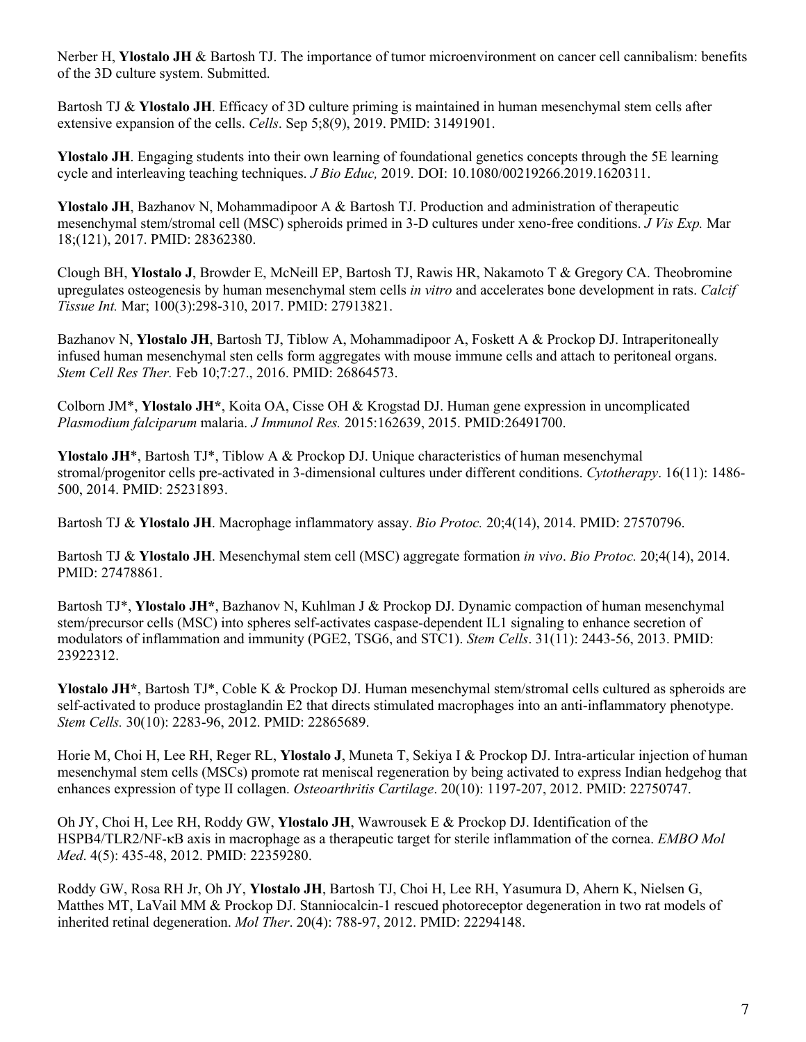Nerber H, **Ylostalo JH** & Bartosh TJ. The importance of tumor microenvironment on cancer cell cannibalism: benefits of the 3D culture system. Submitted.

Bartosh TJ & **Ylostalo JH**. Efficacy of 3D culture priming is maintained in human mesenchymal stem cells after extensive expansion of the cells. *Cells*. Sep 5;8(9), 2019. PMID: 31491901.

**Ylostalo JH**. Engaging students into their own learning of foundational genetics concepts through the 5E learning cycle and interleaving teaching techniques. *J Bio Educ,* 2019. DOI: 10.1080/00219266.2019.1620311.

**Ylostalo JH**, Bazhanov N, Mohammadipoor A & Bartosh TJ. Production and administration of therapeutic mesenchymal stem/stromal cell (MSC) spheroids primed in 3-D cultures under xeno-free conditions. *J Vis Exp.* Mar 18;(121), 2017. PMID: 28362380.

Clough BH, **Ylostalo J**, Browder E, McNeill EP, Bartosh TJ, Rawis HR, Nakamoto T & Gregory CA. Theobromine upregulates osteogenesis by human mesenchymal stem cells *in vitro* and accelerates bone development in rats. *Calcif Tissue Int.* Mar; 100(3):298-310, 2017. PMID: 27913821.

Bazhanov N, **Ylostalo JH**, Bartosh TJ, Tiblow A, Mohammadipoor A, Foskett A & Prockop DJ. Intraperitoneally infused human mesenchymal sten cells form aggregates with mouse immune cells and attach to peritoneal organs. *Stem Cell Res Ther.* Feb 10;7:27., 2016. PMID: 26864573.

Colborn JM*, **Ylostalo JH***, Koita OA, Cisse OH & Krogstad DJ. Human gene expression in uncomplicated *Plasmodium falciparum* malaria. *J Immunol Res.* 2015:162639, 2015. PMID:26491700.

**Ylostalo JH***, Bartosh TJ*, Tiblow A & Prockop DJ. Unique characteristics of human mesenchymal stromal/progenitor cells pre-activated in 3-dimensional cultures under different conditions. *Cytotherapy*. 16(11): 1486-500, 2014. PMID: 25231893.

Bartosh TJ & **Ylostalo JH**. Macrophage inflammatory assay. *Bio Protoc.* 20;4(14), 2014. PMID: 27570796.

Bartosh TJ & **Ylostalo JH**. Mesenchymal stem cell (MSC) aggregate formation *in vivo*. *Bio Protoc.* 20;4(14), 2014. PMID: 27478861.

Bartosh TJ*, **Ylostalo JH***, Bazhanov N, Kuhlman J & Prockop DJ. Dynamic compaction of human mesenchymal stem/precursor cells (MSC) into spheres self-activates caspase-dependent IL1 signaling to enhance secretion of modulators of inflammation and immunity (PGE2, TSG6, and STC1). *Stem Cells*. 31(11): 2443-56, 2013. PMID: 23922312.

**Ylostalo JH***, Bartosh TJ*, Coble K & Prockop DJ. Human mesenchymal stem/stromal cells cultured as spheroids are self-activated to produce prostaglandin E2 that directs stimulated macrophages into an anti-inflammatory phenotype. *Stem Cells.* 30(10): 2283-96, 2012. PMID: 22865689.

Horie M, Choi H, Lee RH, Reger RL, **Ylostalo J**, Muneta T, Sekiya I & Prockop DJ. Intra-articular injection of human mesenchymal stem cells (MSCs) promote rat meniscal regeneration by being activated to express Indian hedgehog that enhances expression of type II collagen. *Osteoarthritis Cartilage*. 20(10): 1197-207, 2012. PMID: 22750747.

Oh JY, Choi H, Lee RH, Roddy GW, **Ylostalo JH**, Wawrousek E & Prockop DJ. Identification of the HSPB4/TLR2/NF-κB axis in macrophage as a therapeutic target for sterile inflammation of the cornea. *EMBO Mol Med*. 4(5): 435-48, 2012. PMID: 22359280.

Roddy GW, Rosa RH Jr, Oh JY, **Ylostalo JH**, Bartosh TJ, Choi H, Lee RH, Yasumura D, Ahern K, Nielsen G, Matthes MT, LaVail MM & Prockop DJ. Stanniocalcin-1 rescued photoreceptor degeneration in two rat models of inherited retinal degeneration. *Mol Ther*. 20(4): 788-97, 2012. PMID: 22294148.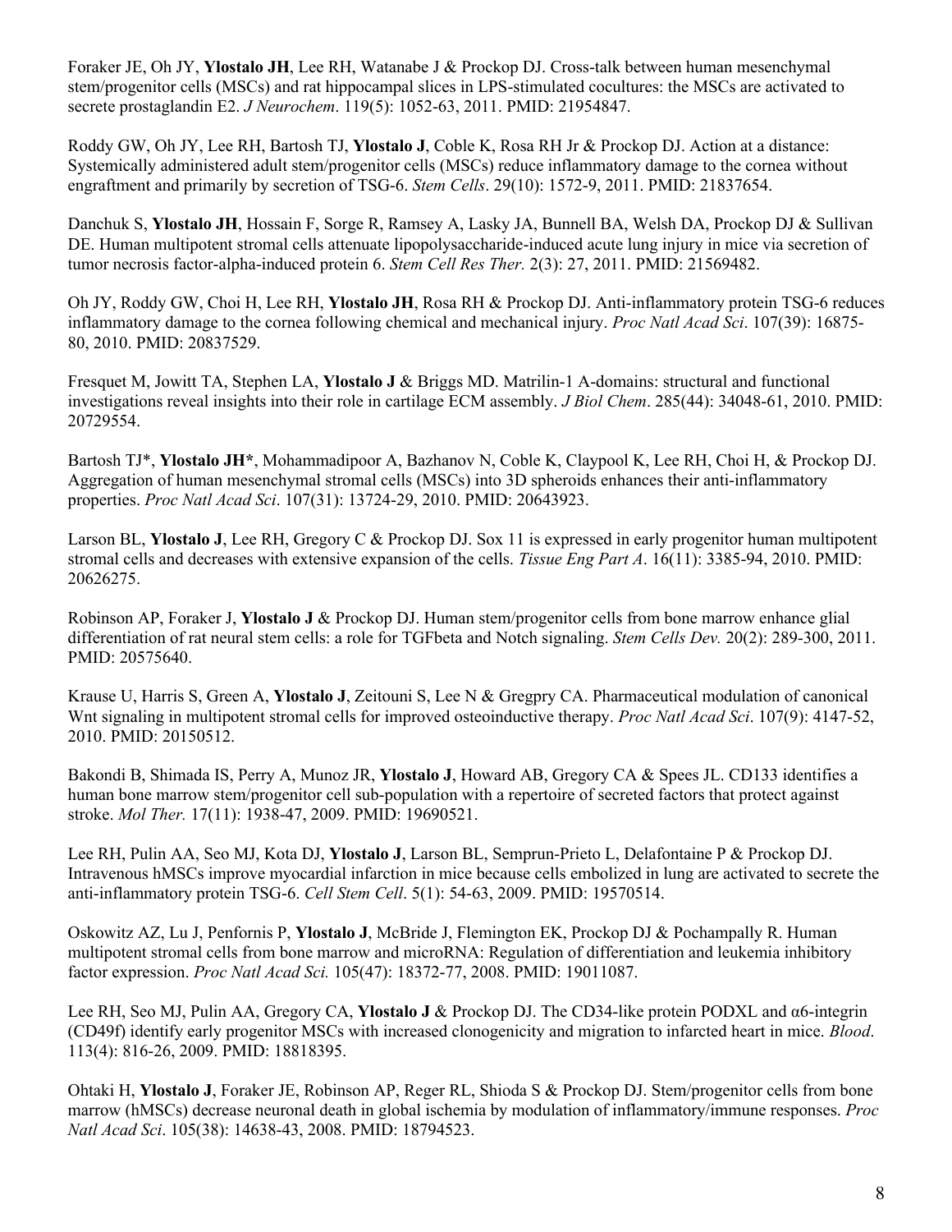Foraker JE, Oh JY, **Ylostalo JH**, Lee RH, Watanabe J & Prockop DJ. Cross-talk between human mesenchymal stem/progenitor cells (MSCs) and rat hippocampal slices in LPS-stimulated cocultures: the MSCs are activated to secrete prostaglandin E2. *J Neurochem*. 119(5): 1052-63, 2011. PMID: 21954847.

Roddy GW, Oh JY, Lee RH, Bartosh TJ, **Ylostalo J**, Coble K, Rosa RH Jr & Prockop DJ. Action at a distance: Systemically administered adult stem/progenitor cells (MSCs) reduce inflammatory damage to the cornea without engraftment and primarily by secretion of TSG-6. *Stem Cells*. 29(10): 1572-9, 2011. PMID: 21837654.

Danchuk S, **Ylostalo JH**, Hossain F, Sorge R, Ramsey A, Lasky JA, Bunnell BA, Welsh DA, Prockop DJ & Sullivan DE. Human multipotent stromal cells attenuate lipopolysaccharide-induced acute lung injury in mice via secretion of tumor necrosis factor-alpha-induced protein 6. *Stem Cell Res Ther.* 2(3): 27, 2011. PMID: 21569482.

Oh JY, Roddy GW, Choi H, Lee RH, **Ylostalo JH**, Rosa RH & Prockop DJ. Anti-inflammatory protein TSG-6 reduces inflammatory damage to the cornea following chemical and mechanical injury. *Proc Natl Acad Sci*. 107(39): 16875-80, 2010. PMID: 20837529.

Fresquet M, Jowitt TA, Stephen LA, **Ylostalo J** & Briggs MD. Matrilin-1 A-domains: structural and functional investigations reveal insights into their role in cartilage ECM assembly. *J Biol Chem*. 285(44): 34048-61, 2010. PMID: 20729554.

Bartosh TJ*, **Ylostalo JH***, Mohammadipoor A, Bazhanov N, Coble K, Claypool K, Lee RH, Choi H, & Prockop DJ. Aggregation of human mesenchymal stromal cells (MSCs) into 3D spheroids enhances their anti-inflammatory properties. *Proc Natl Acad Sci*. 107(31): 13724-29, 2010. PMID: 20643923.

Larson BL, **Ylostalo J**, Lee RH, Gregory C & Prockop DJ. Sox 11 is expressed in early progenitor human multipotent stromal cells and decreases with extensive expansion of the cells. *Tissue Eng Part A*. 16(11): 3385-94, 2010. PMID: 20626275.

Robinson AP, Foraker J, **Ylostalo J** & Prockop DJ. Human stem/progenitor cells from bone marrow enhance glial differentiation of rat neural stem cells: a role for TGFbeta and Notch signaling. *Stem Cells Dev.* 20(2): 289-300, 2011. PMID: 20575640.

Krause U, Harris S, Green A, **Ylostalo J**, Zeitouni S, Lee N & Gregpry CA. Pharmaceutical modulation of canonical Wnt signaling in multipotent stromal cells for improved osteoinductive therapy. *Proc Natl Acad Sci*. 107(9): 4147-52, 2010. PMID: 20150512.

Bakondi B, Shimada IS, Perry A, Munoz JR, **Ylostalo J**, Howard AB, Gregory CA & Spees JL. CD133 identifies a human bone marrow stem/progenitor cell sub-population with a repertoire of secreted factors that protect against stroke. *Mol Ther.* 17(11): 1938-47, 2009. PMID: 19690521.

Lee RH, Pulin AA, Seo MJ, Kota DJ, **Ylostalo J**, Larson BL, Semprun-Prieto L, Delafontaine P & Prockop DJ. Intravenous hMSCs improve myocardial infarction in mice because cells embolized in lung are activated to secrete the anti-inflammatory protein TSG-6. *Cell Stem Cell*. 5(1): 54-63, 2009. PMID: 19570514.

Oskowitz AZ, Lu J, Penfornis P, **Ylostalo J**, McBride J, Flemington EK, Prockop DJ & Pochampally R. Human multipotent stromal cells from bone marrow and microRNA: Regulation of differentiation and leukemia inhibitory factor expression. *Proc Natl Acad Sci.* 105(47): 18372-77, 2008. PMID: 19011087.

Lee RH, Seo MJ, Pulin AA, Gregory CA, **Ylostalo J** & Prockop DJ. The CD34-like protein PODXL and α6-integrin (CD49f) identify early progenitor MSCs with increased clonogenicity and migration to infarcted heart in mice. *Blood*. 113(4): 816-26, 2009. PMID: 18818395.

Ohtaki H, **Ylostalo J**, Foraker JE, Robinson AP, Reger RL, Shioda S & Prockop DJ. Stem/progenitor cells from bone marrow (hMSCs) decrease neuronal death in global ischemia by modulation of inflammatory/immune responses. *Proc Natl Acad Sci*. 105(38): 14638-43, 2008. PMID: 18794523.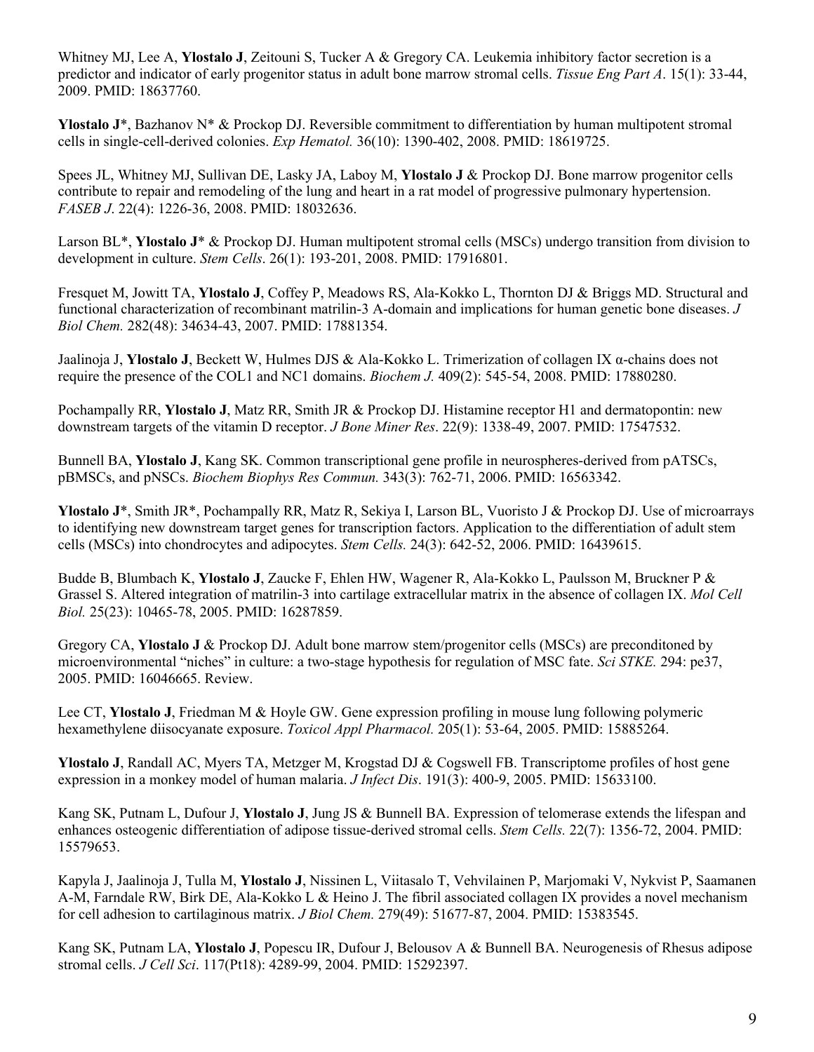Whitney MJ, Lee A, **Ylostalo J**, Zeitouni S, Tucker A & Gregory CA. Leukemia inhibitory factor secretion is a predictor and indicator of early progenitor status in adult bone marrow stromal cells. *Tissue Eng Part A*. 15(1): 33-44, 2009. PMID: 18637760.

**Ylostalo J***, Bazhanov N* & Prockop DJ. Reversible commitment to differentiation by human multipotent stromal cells in single-cell-derived colonies. *Exp Hematol.* 36(10): 1390-402, 2008. PMID: 18619725.

Spees JL, Whitney MJ, Sullivan DE, Lasky JA, Laboy M, **Ylostalo J** & Prockop DJ. Bone marrow progenitor cells contribute to repair and remodeling of the lung and heart in a rat model of progressive pulmonary hypertension. *FASEB J*. 22(4): 1226-36, 2008. PMID: 18032636.

Larson BL*, **Ylostalo J*** & Prockop DJ. Human multipotent stromal cells (MSCs) undergo transition from division to development in culture. *Stem Cells*. 26(1): 193-201, 2008. PMID: 17916801.

Fresquet M, Jowitt TA, **Ylostalo J**, Coffey P, Meadows RS, Ala-Kokko L, Thornton DJ & Briggs MD. Structural and functional characterization of recombinant matrilin-3 A-domain and implications for human genetic bone diseases. *J Biol Chem.* 282(48): 34634-43, 2007. PMID: 17881354.

Jaalinoja J, **Ylostalo J**, Beckett W, Hulmes DJS & Ala-Kokko L. Trimerization of collagen IX α-chains does not require the presence of the COL1 and NC1 domains. *Biochem J.* 409(2): 545-54, 2008. PMID: 17880280.

Pochampally RR, **Ylostalo J**, Matz RR, Smith JR & Prockop DJ. Histamine receptor H1 and dermatopontin: new downstream targets of the vitamin D receptor. *J Bone Miner Res*. 22(9): 1338-49, 2007. PMID: 17547532.

Bunnell BA, **Ylostalo J**, Kang SK. Common transcriptional gene profile in neurospheres-derived from pATSCs, pBMSCs, and pNSCs. *Biochem Biophys Res Commun.* 343(3): 762-71, 2006. PMID: 16563342.

**Ylostalo J***, Smith JR*, Pochampally RR, Matz R, Sekiya I, Larson BL, Vuoristo J & Prockop DJ. Use of microarrays to identifying new downstream target genes for transcription factors. Application to the differentiation of adult stem cells (MSCs) into chondrocytes and adipocytes. *Stem Cells.* 24(3): 642-52, 2006. PMID: 16439615.

Budde B, Blumbach K, **Ylostalo J**, Zaucke F, Ehlen HW, Wagener R, Ala-Kokko L, Paulsson M, Bruckner P & Grassel S. Altered integration of matrilin-3 into cartilage extracellular matrix in the absence of collagen IX. *Mol Cell Biol.* 25(23): 10465-78, 2005. PMID: 16287859.

Gregory CA, **Ylostalo J** & Prockop DJ. Adult bone marrow stem/progenitor cells (MSCs) are preconditoned by microenvironmental "niches" in culture: a two-stage hypothesis for regulation of MSC fate. *Sci STKE.* 294: pe37, 2005. PMID: 16046665. Review.

Lee CT, **Ylostalo J**, Friedman M & Hoyle GW. Gene expression profiling in mouse lung following polymeric hexamethylene diisocyanate exposure. *Toxicol Appl Pharmacol.* 205(1): 53-64, 2005. PMID: 15885264.

**Ylostalo J**, Randall AC, Myers TA, Metzger M, Krogstad DJ & Cogswell FB. Transcriptome profiles of host gene expression in a monkey model of human malaria. *J Infect Dis*. 191(3): 400-9, 2005. PMID: 15633100.

Kang SK, Putnam L, Dufour J, **Ylostalo J**, Jung JS & Bunnell BA. Expression of telomerase extends the lifespan and enhances osteogenic differentiation of adipose tissue-derived stromal cells. *Stem Cells.* 22(7): 1356-72, 2004. PMID: 15579653.

Kapyla J, Jaalinoja J, Tulla M, **Ylostalo J**, Nissinen L, Viitasalo T, Vehvilainen P, Marjomaki V, Nykvist P, Saamanen A-M, Farndale RW, Birk DE, Ala-Kokko L & Heino J. The fibril associated collagen IX provides a novel mechanism for cell adhesion to cartilaginous matrix. *J Biol Chem.* 279(49): 51677-87, 2004. PMID: 15383545.

Kang SK, Putnam LA, **Ylostalo J**, Popescu IR, Dufour J, Belousov A & Bunnell BA. Neurogenesis of Rhesus adipose stromal cells. *J Cell Sci*. 117(Pt18): 4289-99, 2004. PMID: 15292397.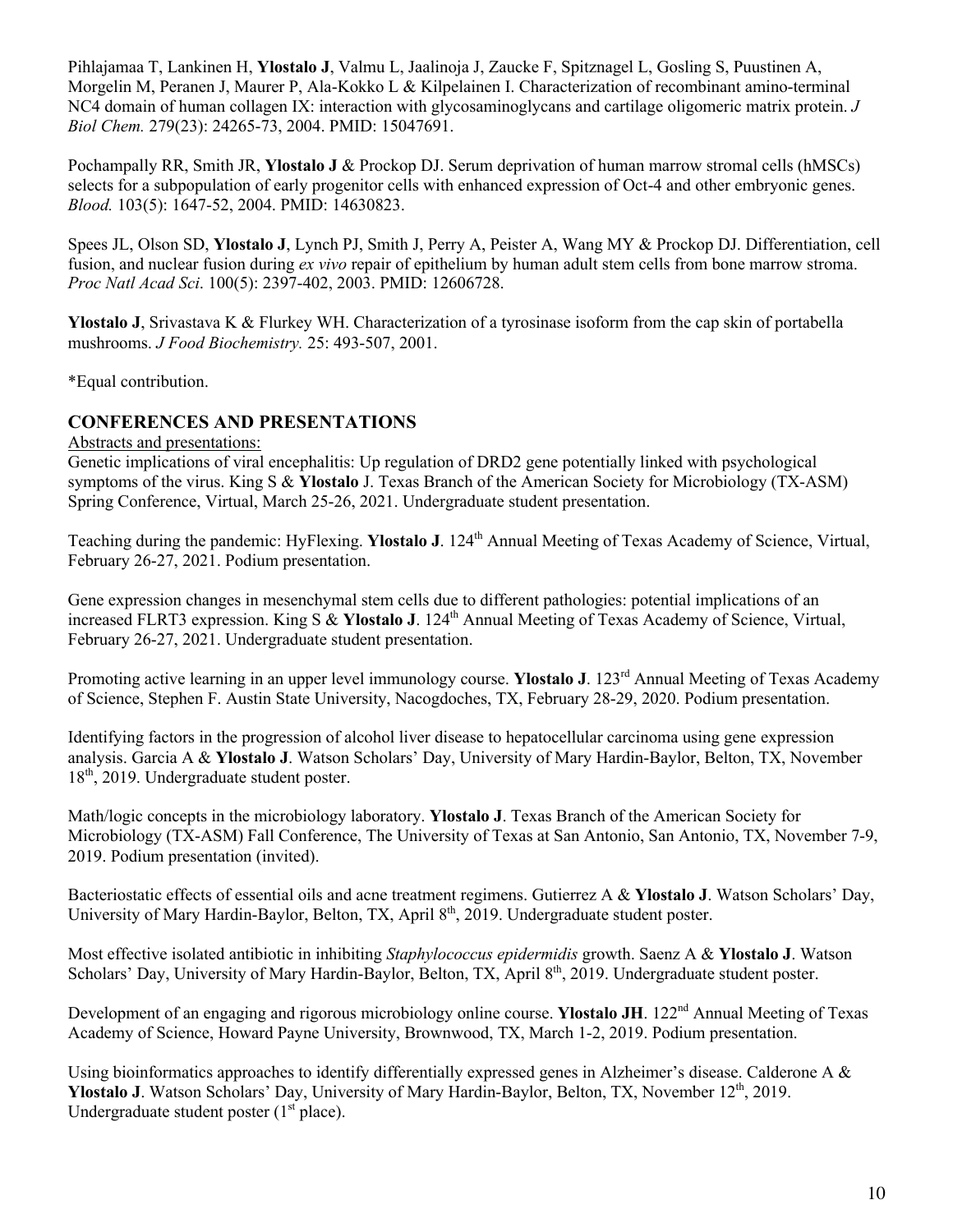Pihlajamaa T, Lankinen H, **Ylostalo J**, Valmu L, Jaalinoja J, Zaucke F, Spitznagel L, Gosling S, Puustinen A, Morgelin M, Peranen J, Maurer P, Ala-Kokko L & Kilpelainen I. Characterization of recombinant amino-terminal NC4 domain of human collagen IX: interaction with glycosaminoglycans and cartilage oligomeric matrix protein. *J Biol Chem.* 279(23): 24265-73, 2004. PMID: 15047691.

Pochampally RR, Smith JR, **Ylostalo J** & Prockop DJ. Serum deprivation of human marrow stromal cells (hMSCs) selects for a subpopulation of early progenitor cells with enhanced expression of Oct-4 and other embryonic genes. *Blood.* 103(5): 1647-52, 2004. PMID: 14630823.

Spees JL, Olson SD, **Ylostalo J**, Lynch PJ, Smith J, Perry A, Peister A, Wang MY & Prockop DJ. Differentiation, cell fusion, and nuclear fusion during *ex vivo* repair of epithelium by human adult stem cells from bone marrow stroma. *Proc Natl Acad Sci*. 100(5): 2397-402, 2003. PMID: 12606728.

**Ylostalo J**, Srivastava K & Flurkey WH. Characterization of a tyrosinase isoform from the cap skin of portabella mushrooms. *J Food Biochemistry.* 25: 493-507, 2001.

*Equal contribution.

## CONFERENCES AND PRESENTATIONS

Abstracts and presentations:

Genetic implications of viral encephalitis: Up regulation of DRD2 gene potentially linked with psychological symptoms of the virus. King S & **Ylostalo** J. Texas Branch of the American Society for Microbiology (TX-ASM) Spring Conference, Virtual, March 25-26, 2021. Undergraduate student presentation.

Teaching during the pandemic: HyFlexing. **Ylostalo J**. 124th Annual Meeting of Texas Academy of Science, Virtual, February 26-27, 2021. Podium presentation.

Gene expression changes in mesenchymal stem cells due to different pathologies: potential implications of an increased FLRT3 expression. King S & **Ylostalo J**. 124th Annual Meeting of Texas Academy of Science, Virtual, February 26-27, 2021. Undergraduate student presentation.

Promoting active learning in an upper level immunology course. **Ylostalo J**. 123rd Annual Meeting of Texas Academy of Science, Stephen F. Austin State University, Nacogdoches, TX, February 28-29, 2020. Podium presentation.

Identifying factors in the progression of alcohol liver disease to hepatocellular carcinoma using gene expression analysis. Garcia A & **Ylostalo J**. Watson Scholars' Day, University of Mary Hardin-Baylor, Belton, TX, November 18th, 2019. Undergraduate student poster.

Math/logic concepts in the microbiology laboratory. **Ylostalo J**. Texas Branch of the American Society for Microbiology (TX-ASM) Fall Conference, The University of Texas at San Antonio, San Antonio, TX, November 7-9, 2019. Podium presentation (invited).

Bacteriostatic effects of essential oils and acne treatment regimens. Gutierrez A & **Ylostalo J**. Watson Scholars' Day, University of Mary Hardin-Baylor, Belton, TX, April 8th, 2019. Undergraduate student poster.

Most effective isolated antibiotic in inhibiting *Staphylococcus epidermidis* growth. Saenz A & **Ylostalo J**. Watson Scholars' Day, University of Mary Hardin-Baylor, Belton, TX, April 8th, 2019. Undergraduate student poster.

Development of an engaging and rigorous microbiology online course. **Ylostalo JH**. 122nd Annual Meeting of Texas Academy of Science, Howard Payne University, Brownwood, TX, March 1-2, 2019. Podium presentation.

Using bioinformatics approaches to identify differentially expressed genes in Alzheimer's disease. Calderone A & **Ylostalo J**. Watson Scholars' Day, University of Mary Hardin-Baylor, Belton, TX, November 12th, 2019. Undergraduate student poster (1st place).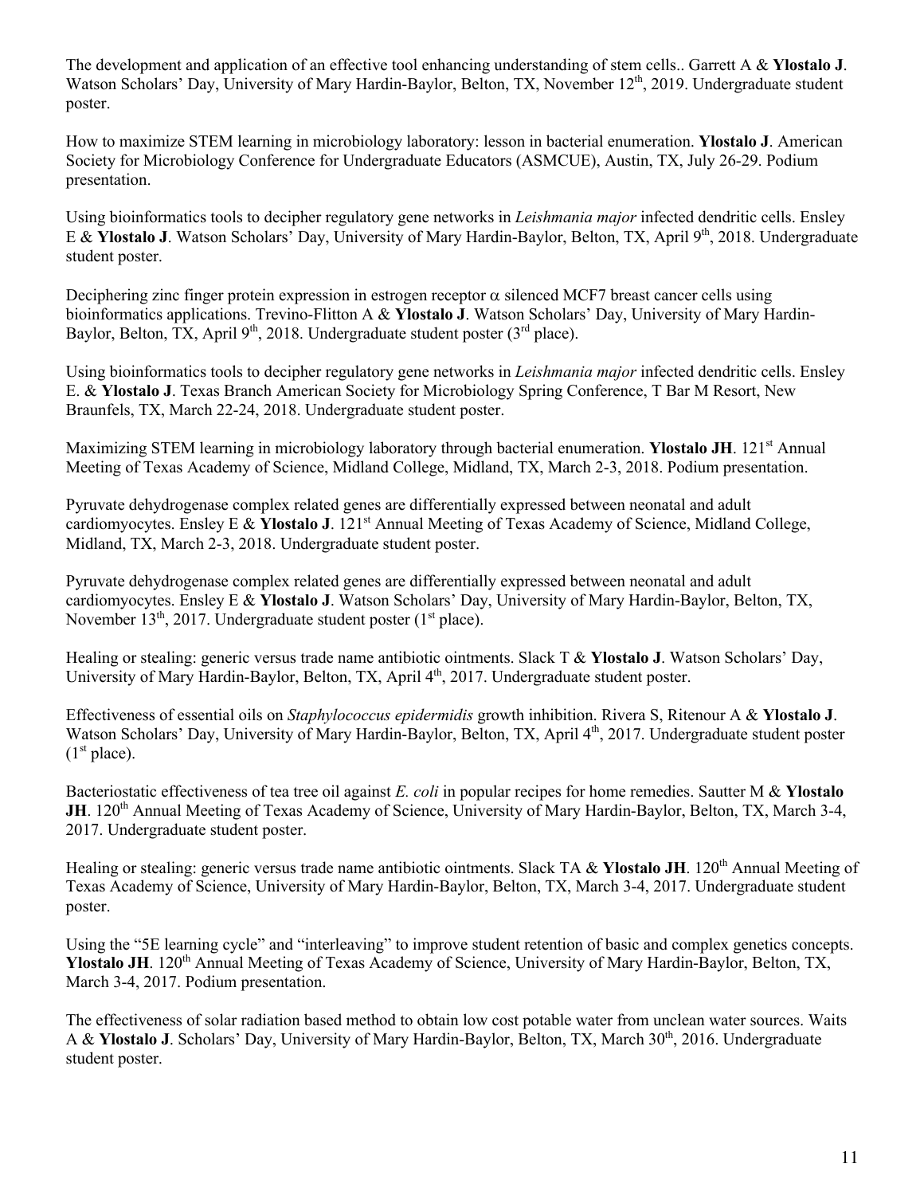The development and application of an effective tool enhancing understanding of stem cells.. Garrett A & **Ylostalo J**. Watson Scholars' Day, University of Mary Hardin-Baylor, Belton, TX, November 12th, 2019. Undergraduate student poster.

How to maximize STEM learning in microbiology laboratory: lesson in bacterial enumeration. **Ylostalo J**. American Society for Microbiology Conference for Undergraduate Educators (ASMCUE), Austin, TX, July 26-29. Podium presentation.

Using bioinformatics tools to decipher regulatory gene networks in *Leishmania major* infected dendritic cells. Ensley E & **Ylostalo J**. Watson Scholars' Day, University of Mary Hardin-Baylor, Belton, TX, April 9th, 2018. Undergraduate student poster.

Deciphering zinc finger protein expression in estrogen receptor $\alpha$ silenced MCF7 breast cancer cells using bioinformatics applications. Trevino-Flitton A & **Ylostalo J**. Watson Scholars' Day, University of Mary Hardin-Baylor, Belton, TX, April 9th, 2018. Undergraduate student poster (3rd place).

Using bioinformatics tools to decipher regulatory gene networks in *Leishmania major* infected dendritic cells. Ensley E. & **Ylostalo J**. Texas Branch American Society for Microbiology Spring Conference, T Bar M Resort, New Braunfels, TX, March 22-24, 2018. Undergraduate student poster.

Maximizing STEM learning in microbiology laboratory through bacterial enumeration. **Ylostalo JH**. 121st Annual Meeting of Texas Academy of Science, Midland College, Midland, TX, March 2-3, 2018. Podium presentation.

Pyruvate dehydrogenase complex related genes are differentially expressed between neonatal and adult cardiomyocytes. Ensley E & **Ylostalo J**. 121st Annual Meeting of Texas Academy of Science, Midland College, Midland, TX, March 2-3, 2018. Undergraduate student poster.

Pyruvate dehydrogenase complex related genes are differentially expressed between neonatal and adult cardiomyocytes. Ensley E & **Ylostalo J**. Watson Scholars' Day, University of Mary Hardin-Baylor, Belton, TX, November 13th, 2017. Undergraduate student poster (1st place).

Healing or stealing: generic versus trade name antibiotic ointments. Slack T & **Ylostalo J**. Watson Scholars' Day, University of Mary Hardin-Baylor, Belton, TX, April 4th, 2017. Undergraduate student poster.

Effectiveness of essential oils on *Staphylococcus epidermidis* growth inhibition. Rivera S, Ritenour A & **Ylostalo J**. Watson Scholars' Day, University of Mary Hardin-Baylor, Belton, TX, April 4th, 2017. Undergraduate student poster (1st place).

Bacteriostatic effectiveness of tea tree oil against *E. coli* in popular recipes for home remedies. Sautter M & **Ylostalo JH**. 120th Annual Meeting of Texas Academy of Science, University of Mary Hardin-Baylor, Belton, TX, March 3-4, 2017. Undergraduate student poster.

Healing or stealing: generic versus trade name antibiotic ointments. Slack TA & **Ylostalo JH**. 120th Annual Meeting of Texas Academy of Science, University of Mary Hardin-Baylor, Belton, TX, March 3-4, 2017. Undergraduate student poster.

Using the "5E learning cycle" and "interleaving" to improve student retention of basic and complex genetics concepts. **Ylostalo JH**. 120th Annual Meeting of Texas Academy of Science, University of Mary Hardin-Baylor, Belton, TX, March 3-4, 2017. Podium presentation.

The effectiveness of solar radiation based method to obtain low cost potable water from unclean water sources. Waits A & **Ylostalo J**. Scholars' Day, University of Mary Hardin-Baylor, Belton, TX, March 30th, 2016. Undergraduate student poster.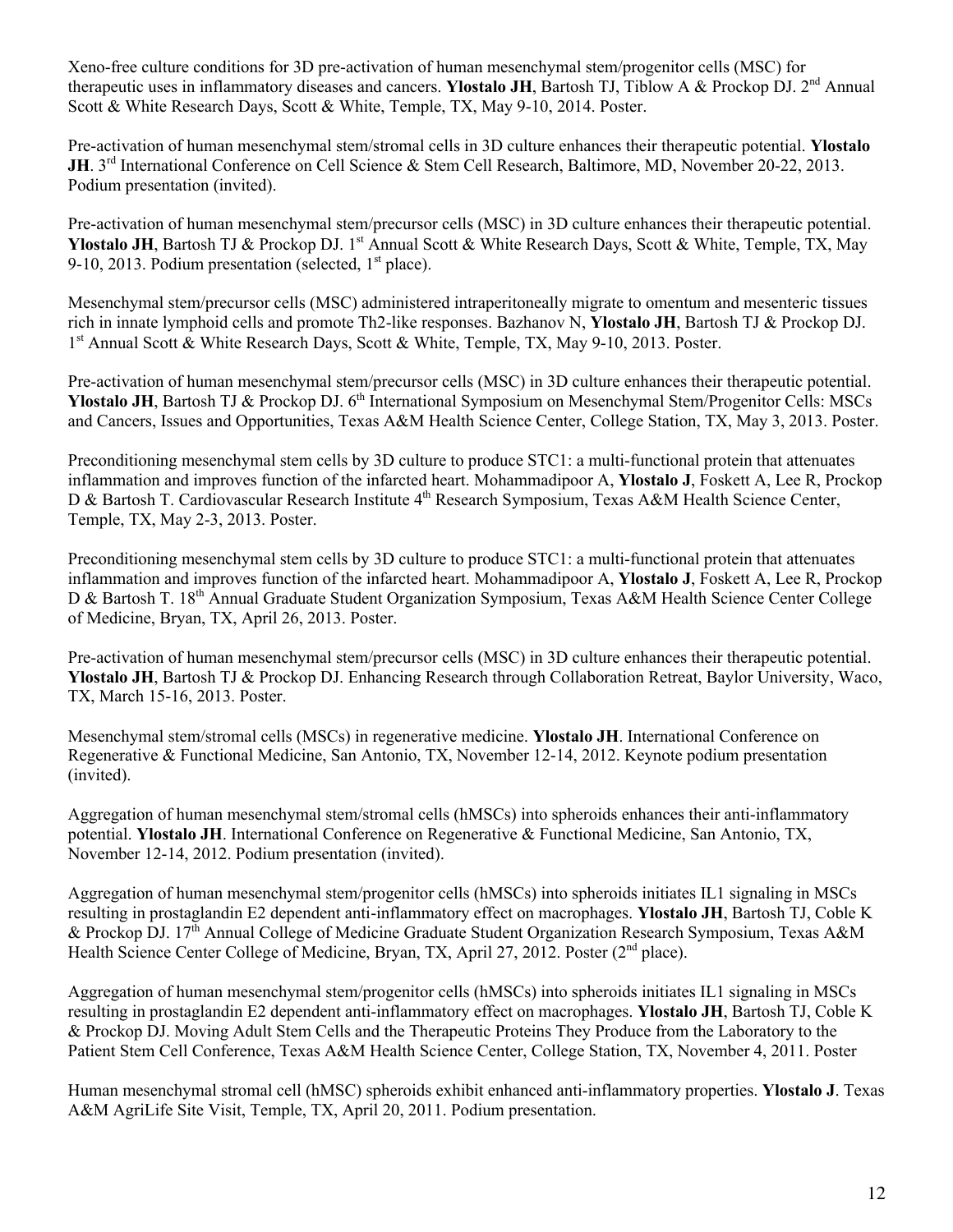Xeno-free culture conditions for 3D pre-activation of human mesenchymal stem/progenitor cells (MSC) for therapeutic uses in inflammatory diseases and cancers. **Ylostalo JH**, Bartosh TJ, Tiblow A & Prockop DJ. 2nd Annual Scott & White Research Days, Scott & White, Temple, TX, May 9-10, 2014. Poster.

Pre-activation of human mesenchymal stem/stromal cells in 3D culture enhances their therapeutic potential. **Ylostalo JH**. 3rd International Conference on Cell Science & Stem Cell Research, Baltimore, MD, November 20-22, 2013. Podium presentation (invited).

Pre-activation of human mesenchymal stem/precursor cells (MSC) in 3D culture enhances their therapeutic potential. **Ylostalo JH**, Bartosh TJ & Prockop DJ. 1st Annual Scott & White Research Days, Scott & White, Temple, TX, May 9-10, 2013. Podium presentation (selected, 1st place).

Mesenchymal stem/precursor cells (MSC) administered intraperitoneally migrate to omentum and mesenteric tissues rich in innate lymphoid cells and promote Th2-like responses. Bazhanov N, **Ylostalo JH**, Bartosh TJ & Prockop DJ. 1st Annual Scott & White Research Days, Scott & White, Temple, TX, May 9-10, 2013. Poster.

Pre-activation of human mesenchymal stem/precursor cells (MSC) in 3D culture enhances their therapeutic potential. **Ylostalo JH**, Bartosh TJ & Prockop DJ. 6th International Symposium on Mesenchymal Stem/Progenitor Cells: MSCs and Cancers, Issues and Opportunities, Texas A&M Health Science Center, College Station, TX, May 3, 2013. Poster.

Preconditioning mesenchymal stem cells by 3D culture to produce STC1: a multi-functional protein that attenuates inflammation and improves function of the infarcted heart. Mohammadipoor A, **Ylostalo J**, Foskett A, Lee R, Prockop D & Bartosh T. Cardiovascular Research Institute 4th Research Symposium, Texas A&M Health Science Center, Temple, TX, May 2-3, 2013. Poster.

Preconditioning mesenchymal stem cells by 3D culture to produce STC1: a multi-functional protein that attenuates inflammation and improves function of the infarcted heart. Mohammadipoor A, **Ylostalo J**, Foskett A, Lee R, Prockop D & Bartosh T. 18th Annual Graduate Student Organization Symposium, Texas A&M Health Science Center College of Medicine, Bryan, TX, April 26, 2013. Poster.

Pre-activation of human mesenchymal stem/precursor cells (MSC) in 3D culture enhances their therapeutic potential. **Ylostalo JH**, Bartosh TJ & Prockop DJ. Enhancing Research through Collaboration Retreat, Baylor University, Waco, TX, March 15-16, 2013. Poster.

Mesenchymal stem/stromal cells (MSCs) in regenerative medicine. **Ylostalo JH**. International Conference on Regenerative & Functional Medicine, San Antonio, TX, November 12-14, 2012. Keynote podium presentation (invited).

Aggregation of human mesenchymal stem/stromal cells (hMSCs) into spheroids enhances their anti-inflammatory potential. **Ylostalo JH**. International Conference on Regenerative & Functional Medicine, San Antonio, TX, November 12-14, 2012. Podium presentation (invited).

Aggregation of human mesenchymal stem/progenitor cells (hMSCs) into spheroids initiates IL1 signaling in MSCs resulting in prostaglandin E2 dependent anti-inflammatory effect on macrophages. **Ylostalo JH**, Bartosh TJ, Coble K & Prockop DJ. 17th Annual College of Medicine Graduate Student Organization Research Symposium, Texas A&M Health Science Center College of Medicine, Bryan, TX, April 27, 2012. Poster (2nd place).

Aggregation of human mesenchymal stem/progenitor cells (hMSCs) into spheroids initiates IL1 signaling in MSCs resulting in prostaglandin E2 dependent anti-inflammatory effect on macrophages. **Ylostalo JH**, Bartosh TJ, Coble K & Prockop DJ. Moving Adult Stem Cells and the Therapeutic Proteins They Produce from the Laboratory to the Patient Stem Cell Conference, Texas A&M Health Science Center, College Station, TX, November 4, 2011. Poster

Human mesenchymal stromal cell (hMSC) spheroids exhibit enhanced anti-inflammatory properties. **Ylostalo J**. Texas A&M AgriLife Site Visit, Temple, TX, April 20, 2011. Podium presentation.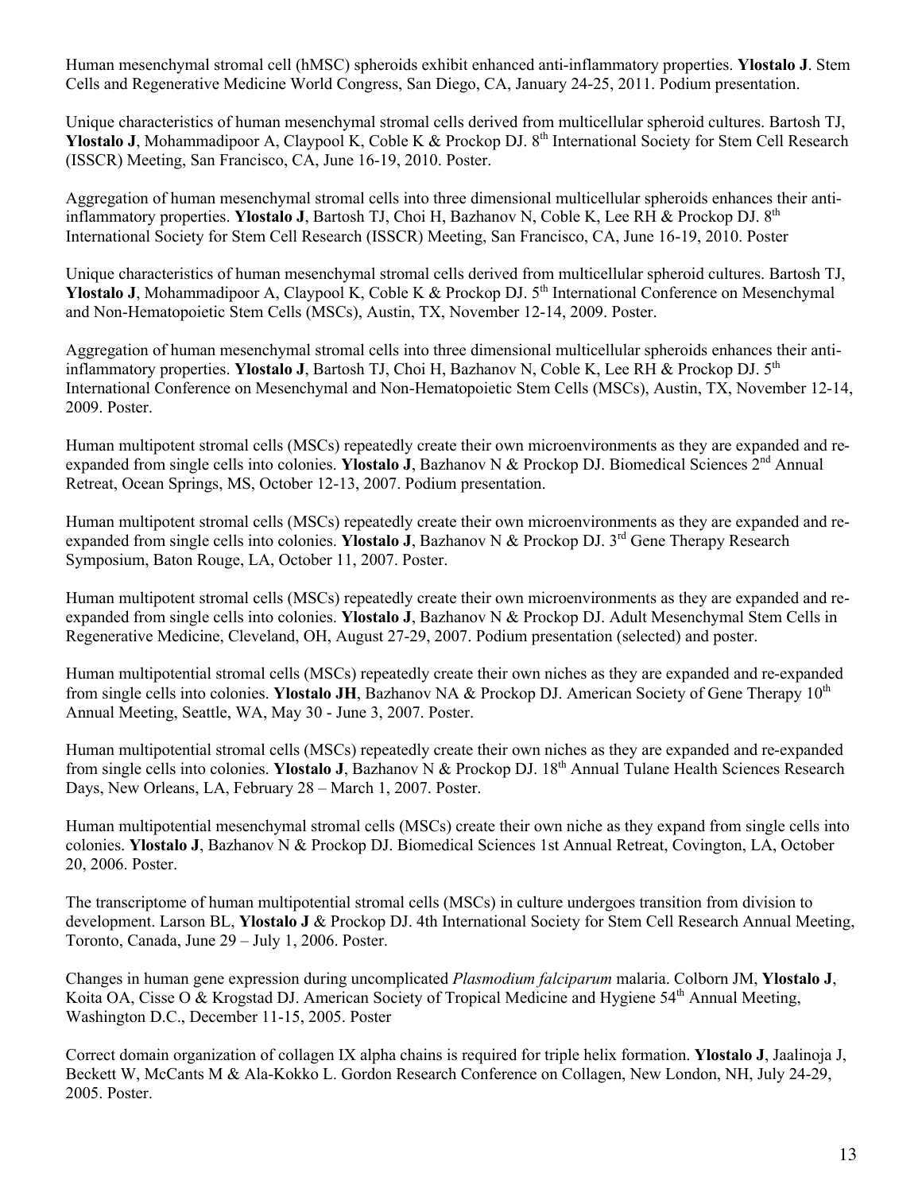Human mesenchymal stromal cell (hMSC) spheroids exhibit enhanced anti-inflammatory properties. **Ylostalo J**. Stem Cells and Regenerative Medicine World Congress, San Diego, CA, January 24-25, 2011. Podium presentation.

Unique characteristics of human mesenchymal stromal cells derived from multicellular spheroid cultures. Bartosh TJ, **Ylostalo J**, Mohammadipoor A, Claypool K, Coble K & Prockop DJ. 8$^{th}$ International Society for Stem Cell Research (ISSCR) Meeting, San Francisco, CA, June 16-19, 2010. Poster.

Aggregation of human mesenchymal stromal cells into three dimensional multicellular spheroids enhances their anti-inflammatory properties. **Ylostalo J**, Bartosh TJ, Choi H, Bazhanov N, Coble K, Lee RH & Prockop DJ. 8$^{th}$ International Society for Stem Cell Research (ISSCR) Meeting, San Francisco, CA, June 16-19, 2010. Poster

Unique characteristics of human mesenchymal stromal cells derived from multicellular spheroid cultures. Bartosh TJ, **Ylostalo J**, Mohammadipoor A, Claypool K, Coble K & Prockop DJ. 5$^{th}$ International Conference on Mesenchymal and Non-Hematopoietic Stem Cells (MSCs), Austin, TX, November 12-14, 2009. Poster.

Aggregation of human mesenchymal stromal cells into three dimensional multicellular spheroids enhances their anti-inflammatory properties. **Ylostalo J**, Bartosh TJ, Choi H, Bazhanov N, Coble K, Lee RH & Prockop DJ. 5$^{th}$ International Conference on Mesenchymal and Non-Hematopoietic Stem Cells (MSCs), Austin, TX, November 12-14, 2009. Poster.

Human multipotent stromal cells (MSCs) repeatedly create their own microenvironments as they are expanded and re-expanded from single cells into colonies. **Ylostalo J**, Bazhanov N & Prockop DJ. Biomedical Sciences 2$^{nd}$ Annual Retreat, Ocean Springs, MS, October 12-13, 2007. Podium presentation.

Human multipotent stromal cells (MSCs) repeatedly create their own microenvironments as they are expanded and re-expanded from single cells into colonies. **Ylostalo J**, Bazhanov N & Prockop DJ. 3$^{rd}$ Gene Therapy Research Symposium, Baton Rouge, LA, October 11, 2007. Poster.

Human multipotent stromal cells (MSCs) repeatedly create their own microenvironments as they are expanded and re-expanded from single cells into colonies. **Ylostalo J**, Bazhanov N & Prockop DJ. Adult Mesenchymal Stem Cells in Regenerative Medicine, Cleveland, OH, August 27-29, 2007. Podium presentation (selected) and poster.

Human multipotential stromal cells (MSCs) repeatedly create their own niches as they are expanded and re-expanded from single cells into colonies. **Ylostalo JH**, Bazhanov NA & Prockop DJ. American Society of Gene Therapy 10$^{th}$ Annual Meeting, Seattle, WA, May 30 - June 3, 2007. Poster.

Human multipotential stromal cells (MSCs) repeatedly create their own niches as they are expanded and re-expanded from single cells into colonies. **Ylostalo J**, Bazhanov N & Prockop DJ. 18$^{th}$ Annual Tulane Health Sciences Research Days, New Orleans, LA, February 28 – March 1, 2007. Poster.

Human multipotential mesenchymal stromal cells (MSCs) create their own niche as they expand from single cells into colonies. **Ylostalo J**, Bazhanov N & Prockop DJ. Biomedical Sciences 1st Annual Retreat, Covington, LA, October 20, 2006. Poster.

The transcriptome of human multipotential stromal cells (MSCs) in culture undergoes transition from division to development. Larson BL, **Ylostalo J** & Prockop DJ. 4th International Society for Stem Cell Research Annual Meeting, Toronto, Canada, June 29 – July 1, 2006. Poster.

Changes in human gene expression during uncomplicated *Plasmodium falciparum* malaria. Colborn JM, **Ylostalo J**, Koita OA, Cisse O & Krogstad DJ. American Society of Tropical Medicine and Hygiene 54$^{th}$ Annual Meeting, Washington D.C., December 11-15, 2005. Poster

Correct domain organization of collagen IX alpha chains is required for triple helix formation. **Ylostalo J**, Jaalinoja J, Beckett W, McCants M & Ala-Kokko L. Gordon Research Conference on Collagen, New London, NH, July 24-29, 2005. Poster.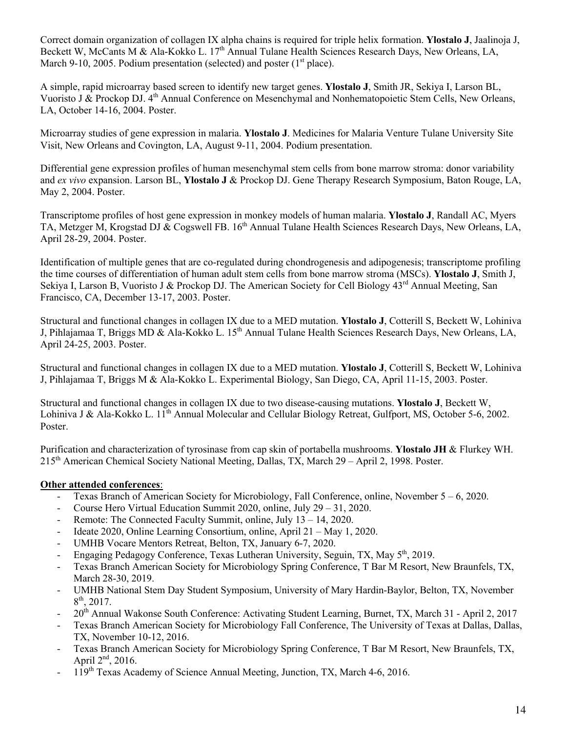Correct domain organization of collagen IX alpha chains is required for triple helix formation. **Ylostalo J**, Jaalinoja J, Beckett W, McCants M & Ala-Kokko L. 17th Annual Tulane Health Sciences Research Days, New Orleans, LA, March 9-10, 2005. Podium presentation (selected) and poster (1st place).

A simple, rapid microarray based screen to identify new target genes. **Ylostalo J**, Smith JR, Sekiya I, Larson BL, Vuoristo J & Prockop DJ. 4th Annual Conference on Mesenchymal and Nonhematopoietic Stem Cells, New Orleans, LA, October 14-16, 2004. Poster.

Microarray studies of gene expression in malaria. **Ylostalo J**. Medicines for Malaria Venture Tulane University Site Visit, New Orleans and Covington, LA, August 9-11, 2004. Podium presentation.

Differential gene expression profiles of human mesenchymal stem cells from bone marrow stroma: donor variability and *ex vivo* expansion. Larson BL, **Ylostalo J** & Prockop DJ. Gene Therapy Research Symposium, Baton Rouge, LA, May 2, 2004. Poster.

Transcriptome profiles of host gene expression in monkey models of human malaria. **Ylostalo J**, Randall AC, Myers TA, Metzger M, Krogstad DJ & Cogswell FB. 16th Annual Tulane Health Sciences Research Days, New Orleans, LA, April 28-29, 2004. Poster.

Identification of multiple genes that are co-regulated during chondrogenesis and adipogenesis; transcriptome profiling the time courses of differentiation of human adult stem cells from bone marrow stroma (MSCs). **Ylostalo J**, Smith J, Sekiya I, Larson B, Vuoristo J & Prockop DJ. The American Society for Cell Biology 43rd Annual Meeting, San Francisco, CA, December 13-17, 2003. Poster.

Structural and functional changes in collagen IX due to a MED mutation. **Ylostalo J**, Cotterill S, Beckett W, Lohiniva J, Pihlajamaa T, Briggs MD & Ala-Kokko L. 15th Annual Tulane Health Sciences Research Days, New Orleans, LA, April 24-25, 2003. Poster.

Structural and functional changes in collagen IX due to a MED mutation. **Ylostalo J**, Cotterill S, Beckett W, Lohiniva J, Pihlajamaa T, Briggs M & Ala-Kokko L. Experimental Biology, San Diego, CA, April 11-15, 2003. Poster.

Structural and functional changes in collagen IX due to two disease-causing mutations. **Ylostalo J**, Beckett W, Lohiniva J & Ala-Kokko L. 11th Annual Molecular and Cellular Biology Retreat, Gulfport, MS, October 5-6, 2002. Poster.

Purification and characterization of tyrosinase from cap skin of portabella mushrooms. **Ylostalo JH** & Flurkey WH. 215th American Chemical Society National Meeting, Dallas, TX, March 29 – April 2, 1998. Poster.

**Other attended conferences**:

- Texas Branch of American Society for Microbiology, Fall Conference, online, November 5 – 6, 2020.
- Course Hero Virtual Education Summit 2020, online, July 29 – 31, 2020.
- Remote: The Connected Faculty Summit, online, July 13 – 14, 2020.
- Ideate 2020, Online Learning Consortium, online, April 21 – May 1, 2020.
- UMHB Vocare Mentors Retreat, Belton, TX, January 6-7, 2020.
- Engaging Pedagogy Conference, Texas Lutheran University, Seguin, TX, May 5th, 2019.
- Texas Branch American Society for Microbiology Spring Conference, T Bar M Resort, New Braunfels, TX, March 28-30, 2019.
- UMHB National Stem Day Student Symposium, University of Mary Hardin-Baylor, Belton, TX, November 8th, 2017.
- 20th Annual Wakonse South Conference: Activating Student Learning, Burnet, TX, March 31 - April 2, 2017
- Texas Branch American Society for Microbiology Fall Conference, The University of Texas at Dallas, Dallas, TX, November 10-12, 2016.
- Texas Branch American Society for Microbiology Spring Conference, T Bar M Resort, New Braunfels, TX, April 2nd, 2016.
- 119th Texas Academy of Science Annual Meeting, Junction, TX, March 4-6, 2016.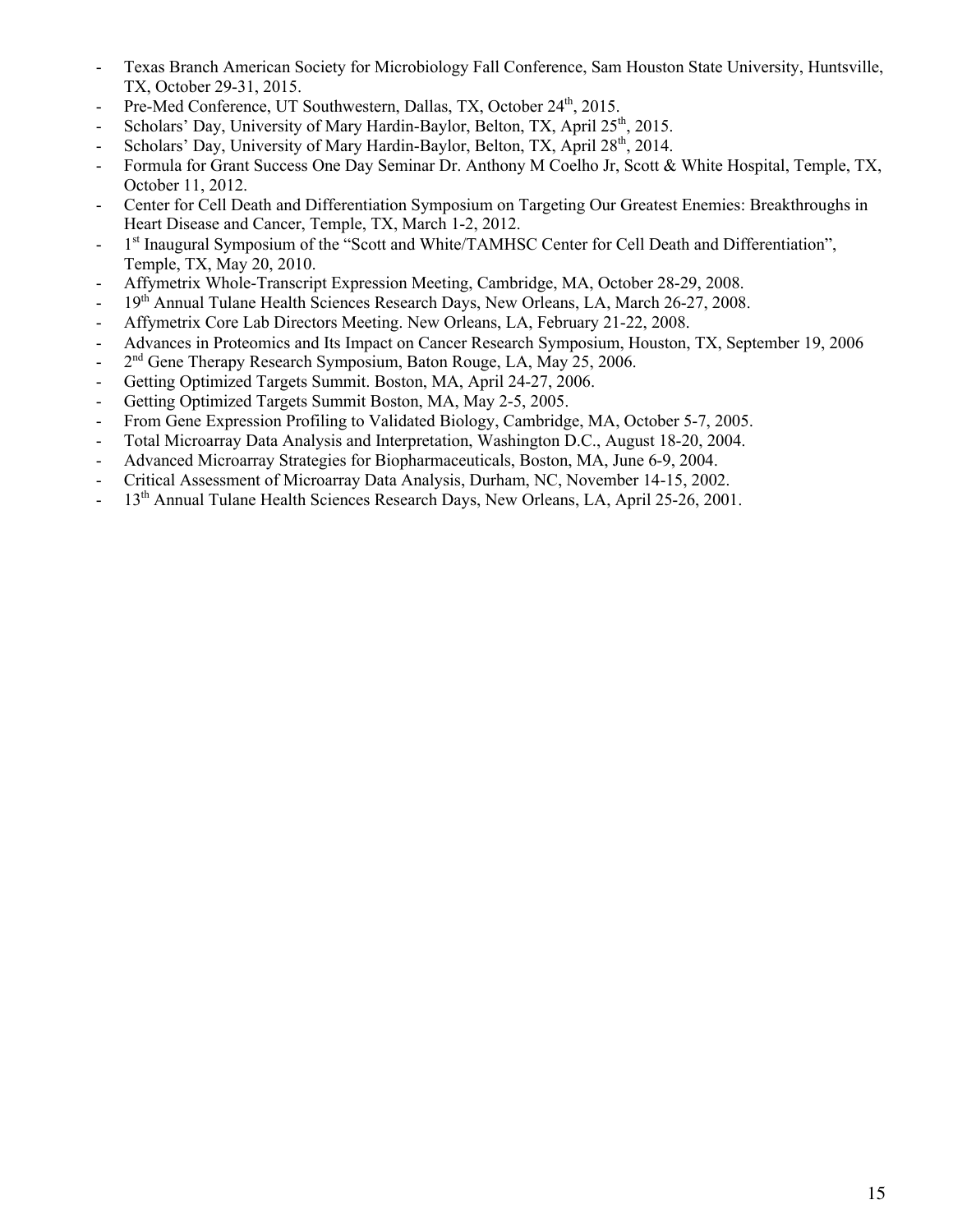- Texas Branch American Society for Microbiology Fall Conference, Sam Houston State University, Huntsville, TX, October 29-31, 2015.
- Pre-Med Conference, UT Southwestern, Dallas, TX, October 24th, 2015.
- Scholars' Day, University of Mary Hardin-Baylor, Belton, TX, April 25th, 2015.
- Scholars' Day, University of Mary Hardin-Baylor, Belton, TX, April 28th, 2014.
- Formula for Grant Success One Day Seminar Dr. Anthony M Coelho Jr, Scott & White Hospital, Temple, TX, October 11, 2012.
- Center for Cell Death and Differentiation Symposium on Targeting Our Greatest Enemies: Breakthroughs in Heart Disease and Cancer, Temple, TX, March 1-2, 2012.
- 1st Inaugural Symposium of the "Scott and White/TAMHSC Center for Cell Death and Differentiation", Temple, TX, May 20, 2010.
- Affymetrix Whole-Transcript Expression Meeting, Cambridge, MA, October 28-29, 2008.
- 19th Annual Tulane Health Sciences Research Days, New Orleans, LA, March 26-27, 2008.
- Affymetrix Core Lab Directors Meeting. New Orleans, LA, February 21-22, 2008.
- Advances in Proteomics and Its Impact on Cancer Research Symposium, Houston, TX, September 19, 2006
- 2nd Gene Therapy Research Symposium, Baton Rouge, LA, May 25, 2006.
- Getting Optimized Targets Summit. Boston, MA, April 24-27, 2006.
- Getting Optimized Targets Summit Boston, MA, May 2-5, 2005.
- From Gene Expression Profiling to Validated Biology, Cambridge, MA, October 5-7, 2005.
- Total Microarray Data Analysis and Interpretation, Washington D.C., August 18-20, 2004.
- Advanced Microarray Strategies for Biopharmaceuticals, Boston, MA, June 6-9, 2004.
- Critical Assessment of Microarray Data Analysis, Durham, NC, November 14-15, 2002.
- 13th Annual Tulane Health Sciences Research Days, New Orleans, LA, April 25-26, 2001.